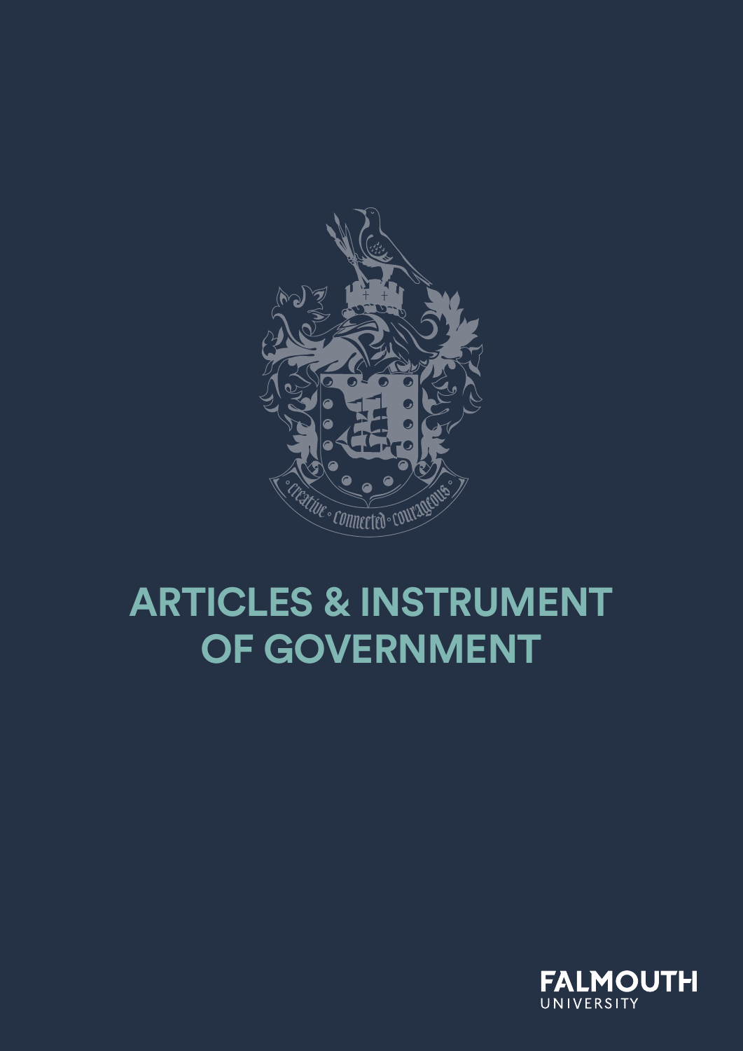# ARTICLES & INSTRUMENT OF GOVERNMENT

FALMOUTH UNIVERSITY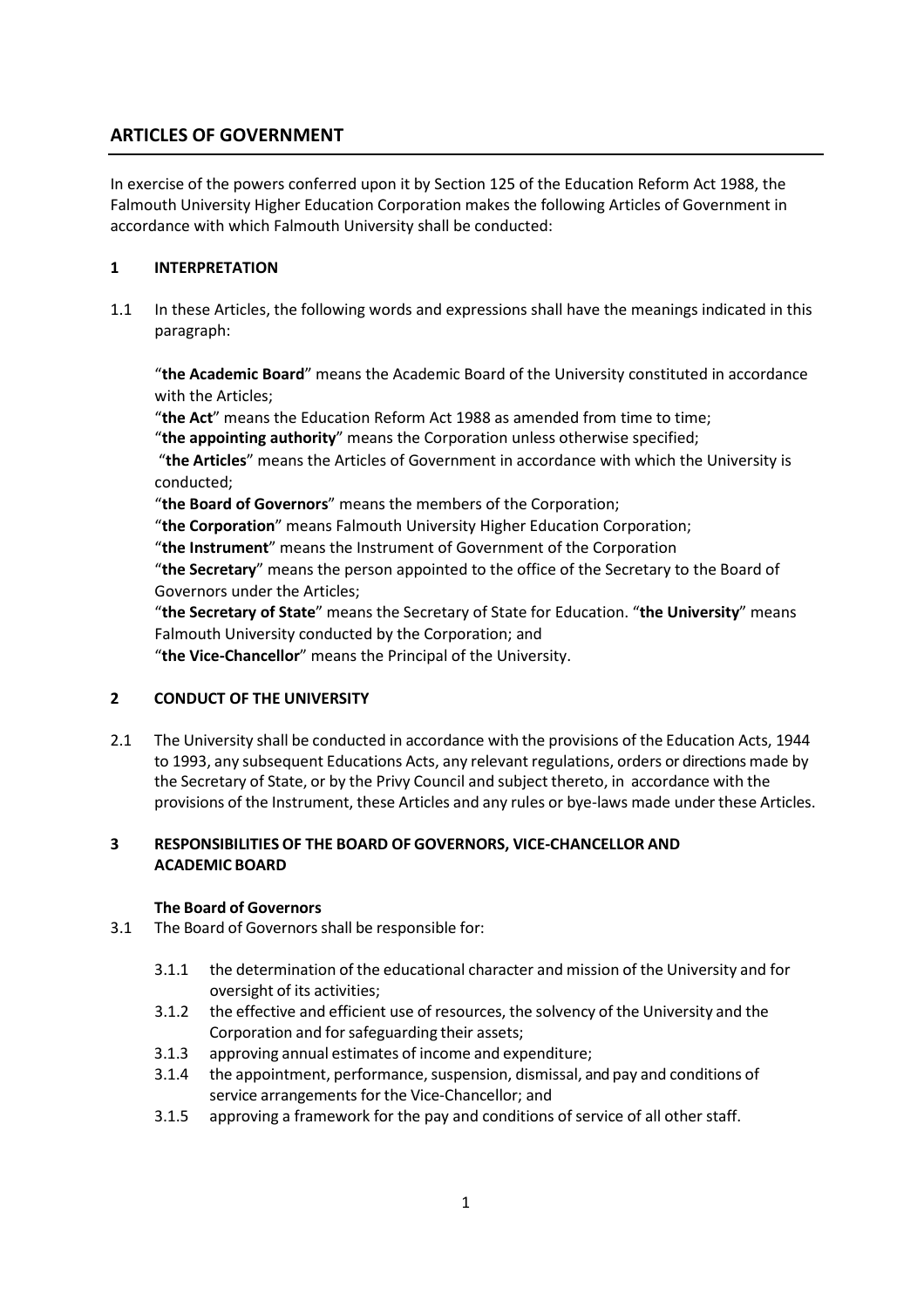## ARTICLES OF GOVERNMENT

In exercise of the powers conferred upon it by Section 125 of the Education Reform Act 1988, the Falmouth University Higher Education Corporation makes the following Articles of Government in accordance with which Falmouth University shall be conducted:

### 1 INTERPRETATION

1.1 In these Articles, the following words and expressions shall have the meanings indicated in this paragraph:

"**the Academic Board**" means the Academic Board of the University constituted in accordance with the Articles;
"**the Act**" means the Education Reform Act 1988 as amended from time to time;
"**the appointing authority**" means the Corporation unless otherwise specified;
"**the Articles**" means the Articles of Government in accordance with which the University is conducted;
"**the Board of Governors**" means the members of the Corporation;
"**the Corporation**" means Falmouth University Higher Education Corporation;
"**the Instrument**" means the Instrument of Government of the Corporation
"**the Secretary**" means the person appointed to the office of the Secretary to the Board of Governors under the Articles;
"**the Secretary of State**" means the Secretary of State for Education. "**the University**" means Falmouth University conducted by the Corporation; and
"**the Vice-Chancellor**" means the Principal of the University.

### 2 CONDUCT OF THE UNIVERSITY

2.1 The University shall be conducted in accordance with the provisions of the Education Acts, 1944 to 1993, any subsequent Educations Acts, any relevant regulations, orders or directions made by the Secretary of State, or by the Privy Council and subject thereto, in accordance with the provisions of the Instrument, these Articles and any rules or bye-laws made under these Articles.

### 3 RESPONSIBILITIES OF THE BOARD OF GOVERNORS, VICE-CHANCELLOR AND ACADEMIC BOARD

**The Board of Governors**

3.1 The Board of Governors shall be responsible for:

- 3.1.1 the determination of the educational character and mission of the University and for oversight of its activities;
- 3.1.2 the effective and efficient use of resources, the solvency of the University and the Corporation and for safeguarding their assets;
- 3.1.3 approving annual estimates of income and expenditure;
- 3.1.4 the appointment, performance, suspension, dismissal, and pay and conditions of service arrangements for the Vice-Chancellor; and
- 3.1.5 approving a framework for the pay and conditions of service of all other staff.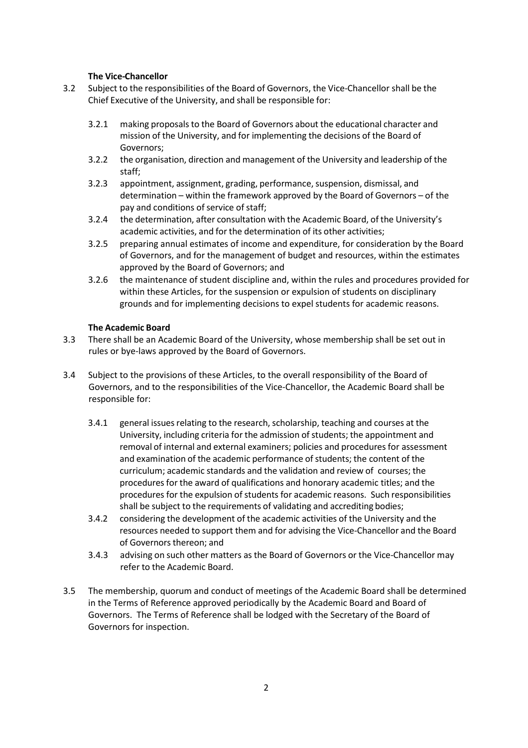**The Vice-Chancellor**

3.2 Subject to the responsibilities of the Board of Governors, the Vice-Chancellor shall be the Chief Executive of the University, and shall be responsible for:

- 3.2.1 making proposals to the Board of Governors about the educational character and mission of the University, and for implementing the decisions of the Board of Governors;
- 3.2.2 the organisation, direction and management of the University and leadership of the staff;
- 3.2.3 appointment, assignment, grading, performance, suspension, dismissal, and determination – within the framework approved by the Board of Governors – of the pay and conditions of service of staff;
- 3.2.4 the determination, after consultation with the Academic Board, of the University's academic activities, and for the determination of its other activities;
- 3.2.5 preparing annual estimates of income and expenditure, for consideration by the Board of Governors, and for the management of budget and resources, within the estimates approved by the Board of Governors; and
- 3.2.6 the maintenance of student discipline and, within the rules and procedures provided for within these Articles, for the suspension or expulsion of students on disciplinary grounds and for implementing decisions to expel students for academic reasons.

**The Academic Board**

3.3 There shall be an Academic Board of the University, whose membership shall be set out in rules or bye-laws approved by the Board of Governors.

3.4 Subject to the provisions of these Articles, to the overall responsibility of the Board of Governors, and to the responsibilities of the Vice-Chancellor, the Academic Board shall be responsible for:

- 3.4.1 general issues relating to the research, scholarship, teaching and courses at the University, including criteria for the admission of students; the appointment and removal of internal and external examiners; policies and procedures for assessment and examination of the academic performance of students; the content of the curriculum; academic standards and the validation and review of courses; the procedures for the award of qualifications and honorary academic titles; and the procedures for the expulsion of students for academic reasons. Such responsibilities shall be subject to the requirements of validating and accrediting bodies;
- 3.4.2 considering the development of the academic activities of the University and the resources needed to support them and for advising the Vice-Chancellor and the Board of Governors thereon; and
- 3.4.3 advising on such other matters as the Board of Governors or the Vice-Chancellor may refer to the Academic Board.

3.5 The membership, quorum and conduct of meetings of the Academic Board shall be determined in the Terms of Reference approved periodically by the Academic Board and Board of Governors. The Terms of Reference shall be lodged with the Secretary of the Board of Governors for inspection.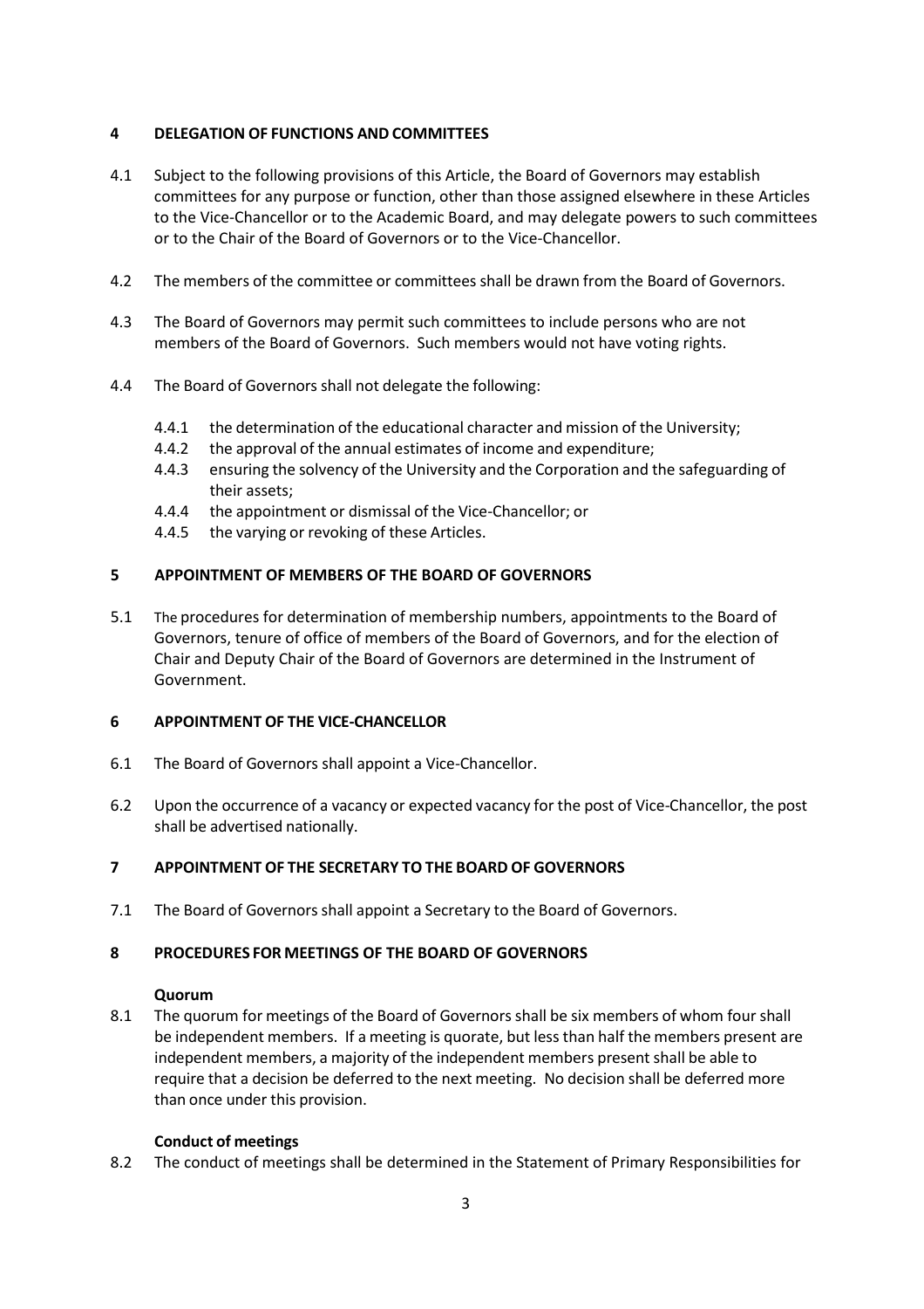## 4 DELEGATION OF FUNCTIONS AND COMMITTEES

4.1 Subject to the following provisions of this Article, the Board of Governors may establish committees for any purpose or function, other than those assigned elsewhere in these Articles to the Vice-Chancellor or to the Academic Board, and may delegate powers to such committees or to the Chair of the Board of Governors or to the Vice-Chancellor.

4.2 The members of the committee or committees shall be drawn from the Board of Governors.

4.3 The Board of Governors may permit such committees to include persons who are not members of the Board of Governors. Such members would not have voting rights.

4.4 The Board of Governors shall not delegate the following:

- 4.4.1 the determination of the educational character and mission of the University;
- 4.4.2 the approval of the annual estimates of income and expenditure;
- 4.4.3 ensuring the solvency of the University and the Corporation and the safeguarding of their assets;
- 4.4.4 the appointment or dismissal of the Vice-Chancellor; or
- 4.4.5 the varying or revoking of these Articles.

## 5 APPOINTMENT OF MEMBERS OF THE BOARD OF GOVERNORS

5.1 The procedures for determination of membership numbers, appointments to the Board of Governors, tenure of office of members of the Board of Governors, and for the election of Chair and Deputy Chair of the Board of Governors are determined in the Instrument of Government.

## 6 APPOINTMENT OF THE VICE-CHANCELLOR

6.1 The Board of Governors shall appoint a Vice-Chancellor.

6.2 Upon the occurrence of a vacancy or expected vacancy for the post of Vice-Chancellor, the post shall be advertised nationally.

## 7 APPOINTMENT OF THE SECRETARY TO THE BOARD OF GOVERNORS

7.1 The Board of Governors shall appoint a Secretary to the Board of Governors.

## 8 PROCEDURES FOR MEETINGS OF THE BOARD OF GOVERNORS

**Quorum**

8.1 The quorum for meetings of the Board of Governors shall be six members of whom four shall be independent members. If a meeting is quorate, but less than half the members present are independent members, a majority of the independent members present shall be able to require that a decision be deferred to the next meeting. No decision shall be deferred more than once under this provision.

**Conduct of meetings**

8.2 The conduct of meetings shall be determined in the Statement of Primary Responsibilities for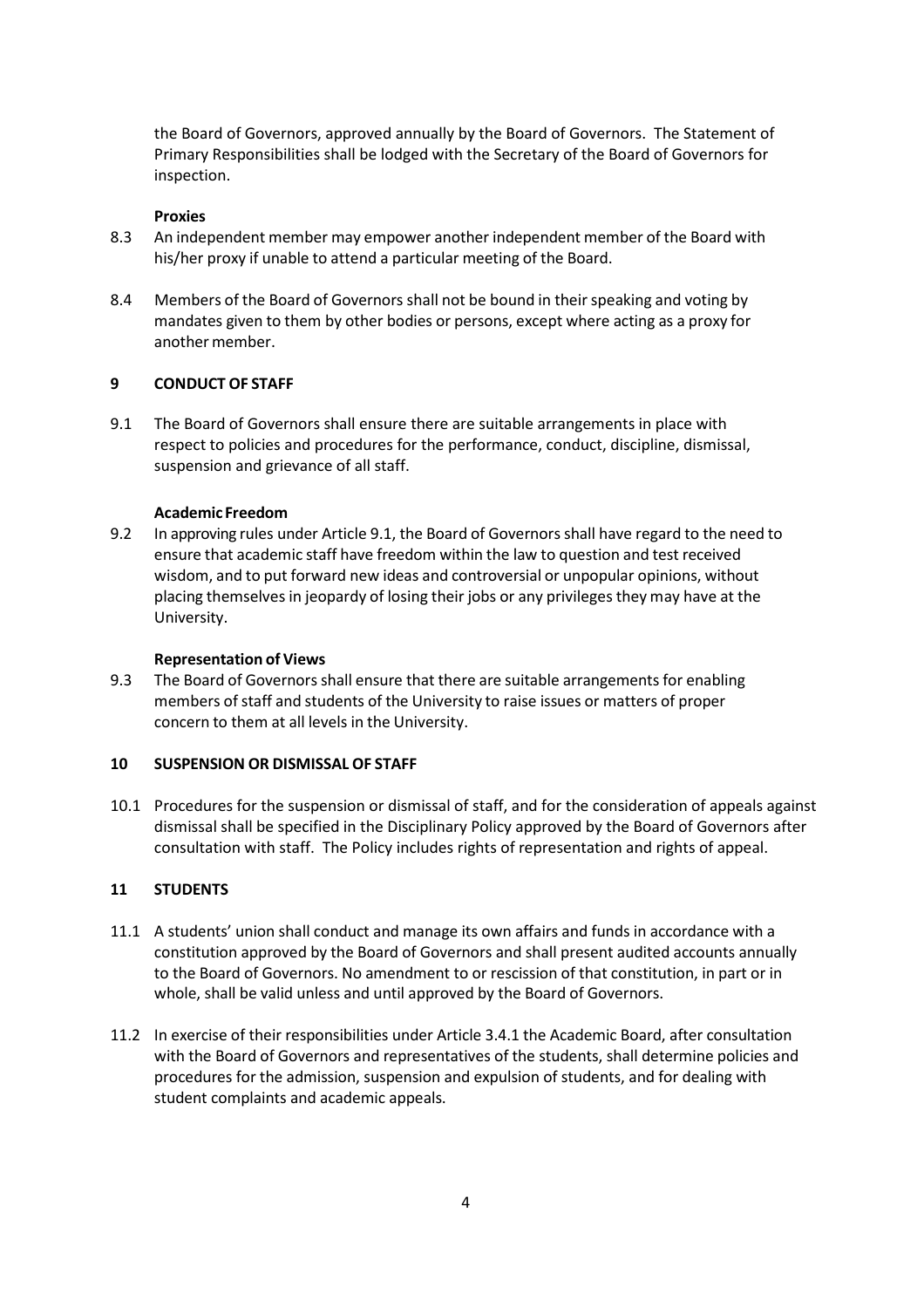the Board of Governors, approved annually by the Board of Governors. The Statement of Primary Responsibilities shall be lodged with the Secretary of the Board of Governors for inspection.

**Proxies**

8.3 An independent member may empower another independent member of the Board with his/her proxy if unable to attend a particular meeting of the Board.

8.4 Members of the Board of Governors shall not be bound in their speaking and voting by mandates given to them by other bodies or persons, except where acting as a proxy for another member.

## 9 CONDUCT OF STAFF

9.1 The Board of Governors shall ensure there are suitable arrangements in place with respect to policies and procedures for the performance, conduct, discipline, dismissal, suspension and grievance of all staff.

**Academic Freedom**

9.2 In approving rules under Article 9.1, the Board of Governors shall have regard to the need to ensure that academic staff have freedom within the law to question and test received wisdom, and to put forward new ideas and controversial or unpopular opinions, without placing themselves in jeopardy of losing their jobs or any privileges they may have at the University.

**Representation of Views**

9.3 The Board of Governors shall ensure that there are suitable arrangements for enabling members of staff and students of the University to raise issues or matters of proper concern to them at all levels in the University.

## 10 SUSPENSION OR DISMISSAL OF STAFF

10.1 Procedures for the suspension or dismissal of staff, and for the consideration of appeals against dismissal shall be specified in the Disciplinary Policy approved by the Board of Governors after consultation with staff. The Policy includes rights of representation and rights of appeal.

## 11 STUDENTS

11.1 A students' union shall conduct and manage its own affairs and funds in accordance with a constitution approved by the Board of Governors and shall present audited accounts annually to the Board of Governors. No amendment to or rescission of that constitution, in part or in whole, shall be valid unless and until approved by the Board of Governors.

11.2 In exercise of their responsibilities under Article 3.4.1 the Academic Board, after consultation with the Board of Governors and representatives of the students, shall determine policies and procedures for the admission, suspension and expulsion of students, and for dealing with student complaints and academic appeals.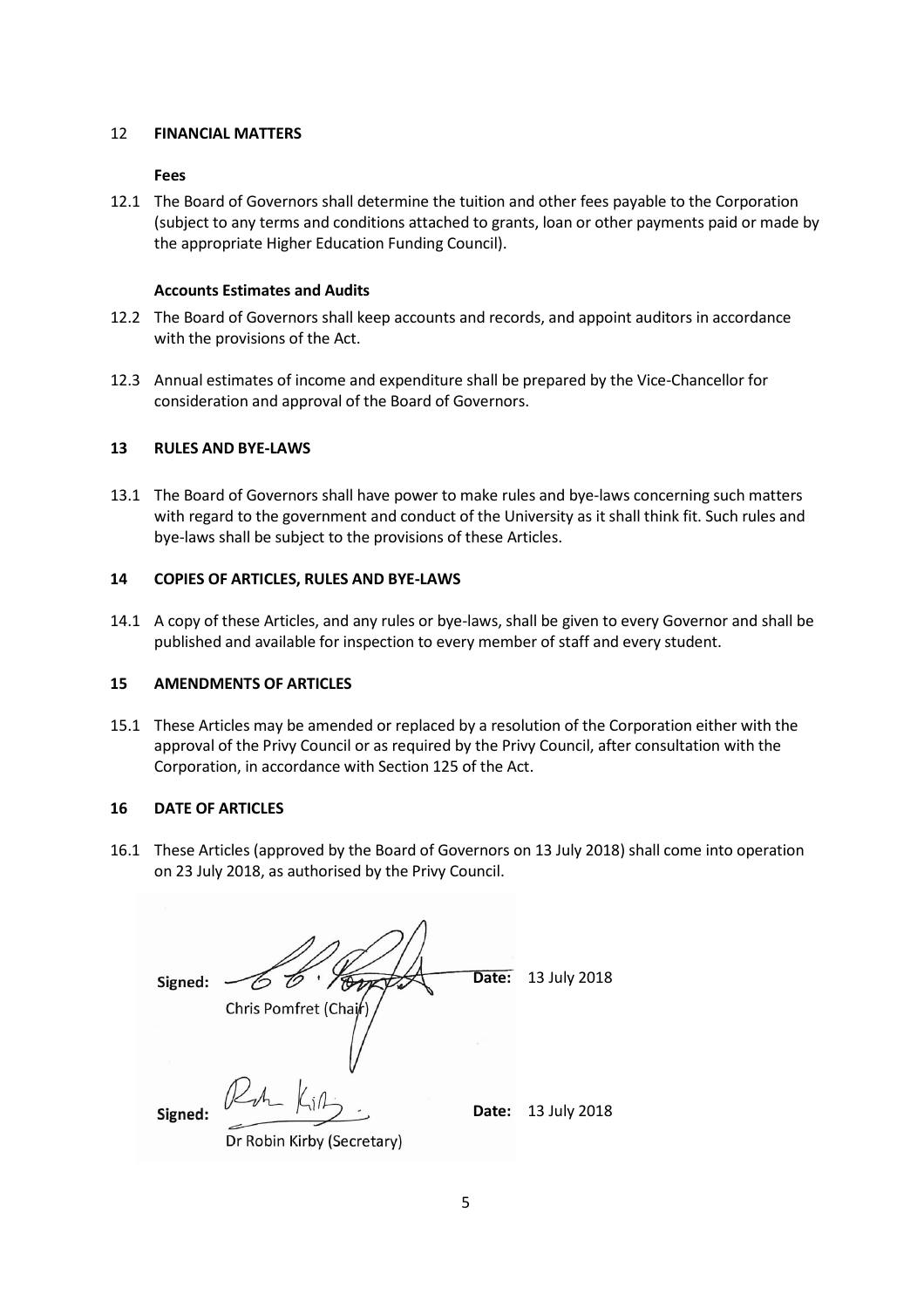## 12 FINANCIAL MATTERS

**Fees**

12.1 The Board of Governors shall determine the tuition and other fees payable to the Corporation (subject to any terms and conditions attached to grants, loan or other payments paid or made by the appropriate Higher Education Funding Council).

**Accounts Estimates and Audits**

12.2 The Board of Governors shall keep accounts and records, and appoint auditors in accordance with the provisions of the Act.

12.3 Annual estimates of income and expenditure shall be prepared by the Vice-Chancellor for consideration and approval of the Board of Governors.

## 13 RULES AND BYE-LAWS

13.1 The Board of Governors shall have power to make rules and bye-laws concerning such matters with regard to the government and conduct of the University as it shall think fit. Such rules and bye-laws shall be subject to the provisions of these Articles.

## 14 COPIES OF ARTICLES, RULES AND BYE-LAWS

14.1 A copy of these Articles, and any rules or bye-laws, shall be given to every Governor and shall be published and available for inspection to every member of staff and every student.

## 15 AMENDMENTS OF ARTICLES

15.1 These Articles may be amended or replaced by a resolution of the Corporation either with the approval of the Privy Council or as required by the Privy Council, after consultation with the Corporation, in accordance with Section 125 of the Act.

## 16 DATE OF ARTICLES

16.1 These Articles (approved by the Board of Governors on 13 July 2018) shall come into operation on 23 July 2018, as authorised by the Privy Council.

**Signed:** Chris Pomfret (Chair) **Date:** 13 July 2018

**Signed:** Dr Robin Kirby (Secretary) **Date:** 13 July 2018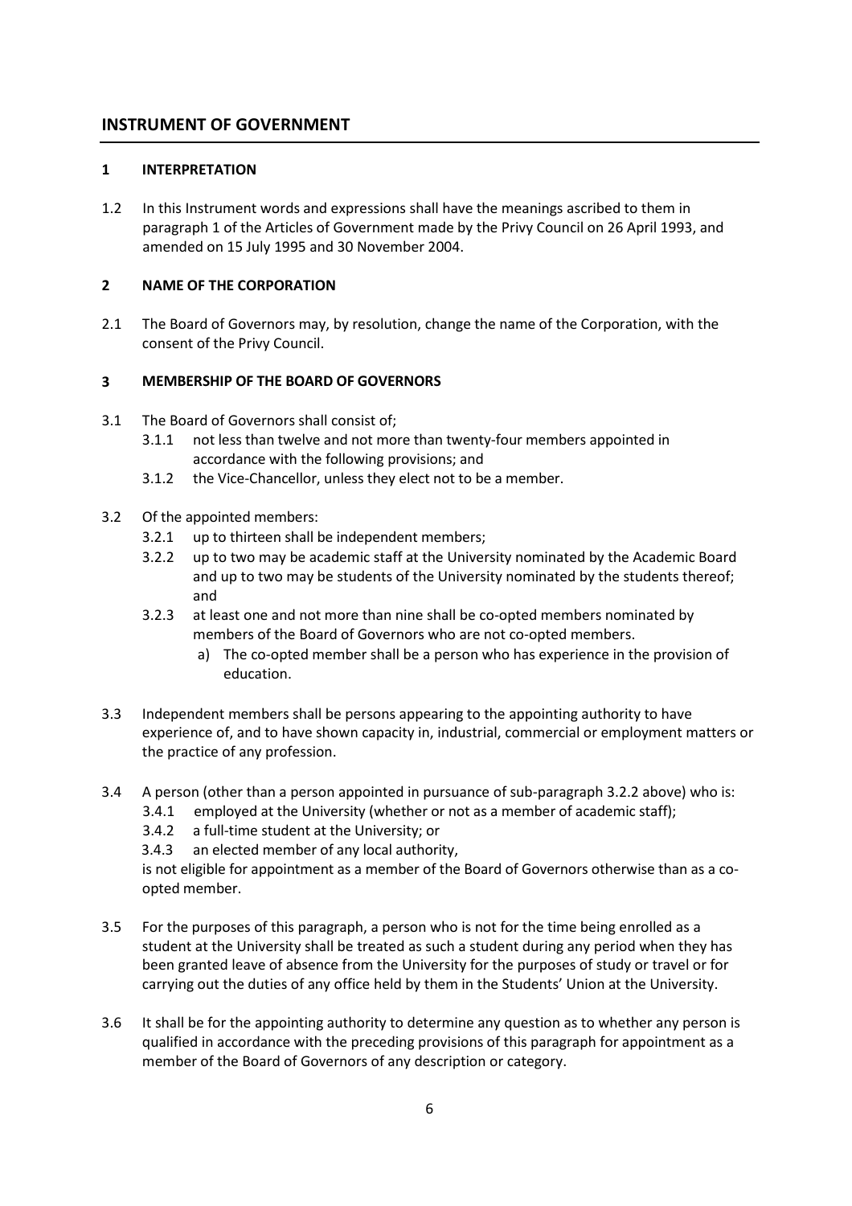## INSTRUMENT OF GOVERNMENT

### 1 INTERPRETATION

1.2 In this Instrument words and expressions shall have the meanings ascribed to them in paragraph 1 of the Articles of Government made by the Privy Council on 26 April 1993, and amended on 15 July 1995 and 30 November 2004.

### 2 NAME OF THE CORPORATION

2.1 The Board of Governors may, by resolution, change the name of the Corporation, with the consent of the Privy Council.

### 3 MEMBERSHIP OF THE BOARD OF GOVERNORS

3.1 The Board of Governors shall consist of;

- 3.1.1 not less than twelve and not more than twenty-four members appointed in accordance with the following provisions; and
- 3.1.2 the Vice-Chancellor, unless they elect not to be a member.

3.2 Of the appointed members:

- 3.2.1 up to thirteen shall be independent members;
- 3.2.2 up to two may be academic staff at the University nominated by the Academic Board and up to two may be students of the University nominated by the students thereof; and
- 3.2.3 at least one and not more than nine shall be co-opted members nominated by members of the Board of Governors who are not co-opted members.
  - a) The co-opted member shall be a person who has experience in the provision of education.

3.3 Independent members shall be persons appearing to the appointing authority to have experience of, and to have shown capacity in, industrial, commercial or employment matters or the practice of any profession.

3.4 A person (other than a person appointed in pursuance of sub-paragraph 3.2.2 above) who is:

- 3.4.1 employed at the University (whether or not as a member of academic staff);
- 3.4.2 a full-time student at the University; or
- 3.4.3 an elected member of any local authority,

is not eligible for appointment as a member of the Board of Governors otherwise than as a co-opted member.

3.5 For the purposes of this paragraph, a person who is not for the time being enrolled as a student at the University shall be treated as such a student during any period when they has been granted leave of absence from the University for the purposes of study or travel or for carrying out the duties of any office held by them in the Students' Union at the University.

3.6 It shall be for the appointing authority to determine any question as to whether any person is qualified in accordance with the preceding provisions of this paragraph for appointment as a member of the Board of Governors of any description or category.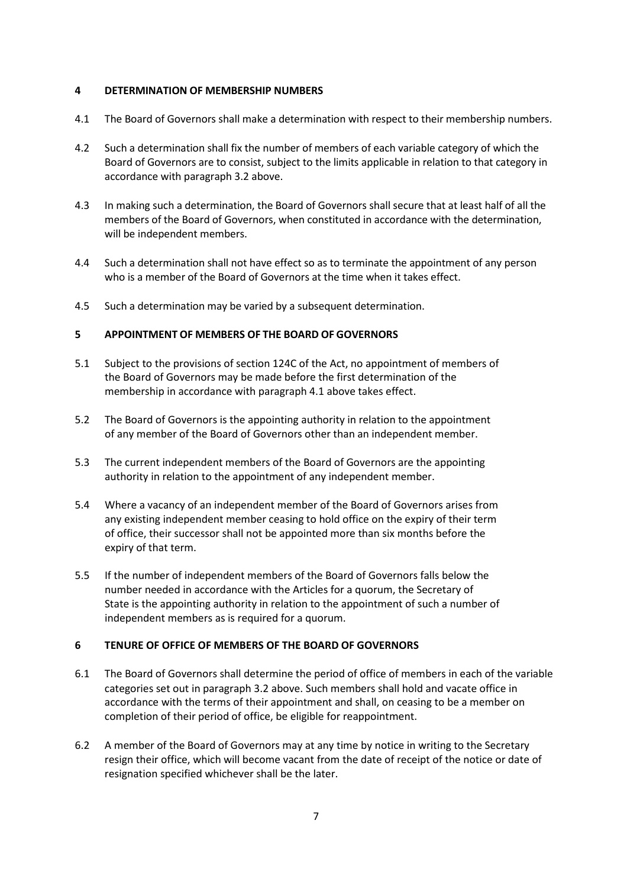## 4 DETERMINATION OF MEMBERSHIP NUMBERS

4.1 The Board of Governors shall make a determination with respect to their membership numbers.

4.2 Such a determination shall fix the number of members of each variable category of which the Board of Governors are to consist, subject to the limits applicable in relation to that category in accordance with paragraph 3.2 above.

4.3 In making such a determination, the Board of Governors shall secure that at least half of all the members of the Board of Governors, when constituted in accordance with the determination, will be independent members.

4.4 Such a determination shall not have effect so as to terminate the appointment of any person who is a member of the Board of Governors at the time when it takes effect.

4.5 Such a determination may be varied by a subsequent determination.

## 5 APPOINTMENT OF MEMBERS OF THE BOARD OF GOVERNORS

5.1 Subject to the provisions of section 124C of the Act, no appointment of members of the Board of Governors may be made before the first determination of the membership in accordance with paragraph 4.1 above takes effect.

5.2 The Board of Governors is the appointing authority in relation to the appointment of any member of the Board of Governors other than an independent member.

5.3 The current independent members of the Board of Governors are the appointing authority in relation to the appointment of any independent member.

5.4 Where a vacancy of an independent member of the Board of Governors arises from any existing independent member ceasing to hold office on the expiry of their term of office, their successor shall not be appointed more than six months before the expiry of that term.

5.5 If the number of independent members of the Board of Governors falls below the number needed in accordance with the Articles for a quorum, the Secretary of State is the appointing authority in relation to the appointment of such a number of independent members as is required for a quorum.

## 6 TENURE OF OFFICE OF MEMBERS OF THE BOARD OF GOVERNORS

6.1 The Board of Governors shall determine the period of office of members in each of the variable categories set out in paragraph 3.2 above. Such members shall hold and vacate office in accordance with the terms of their appointment and shall, on ceasing to be a member on completion of their period of office, be eligible for reappointment.

6.2 A member of the Board of Governors may at any time by notice in writing to the Secretary resign their office, which will become vacant from the date of receipt of the notice or date of resignation specified whichever shall be the later.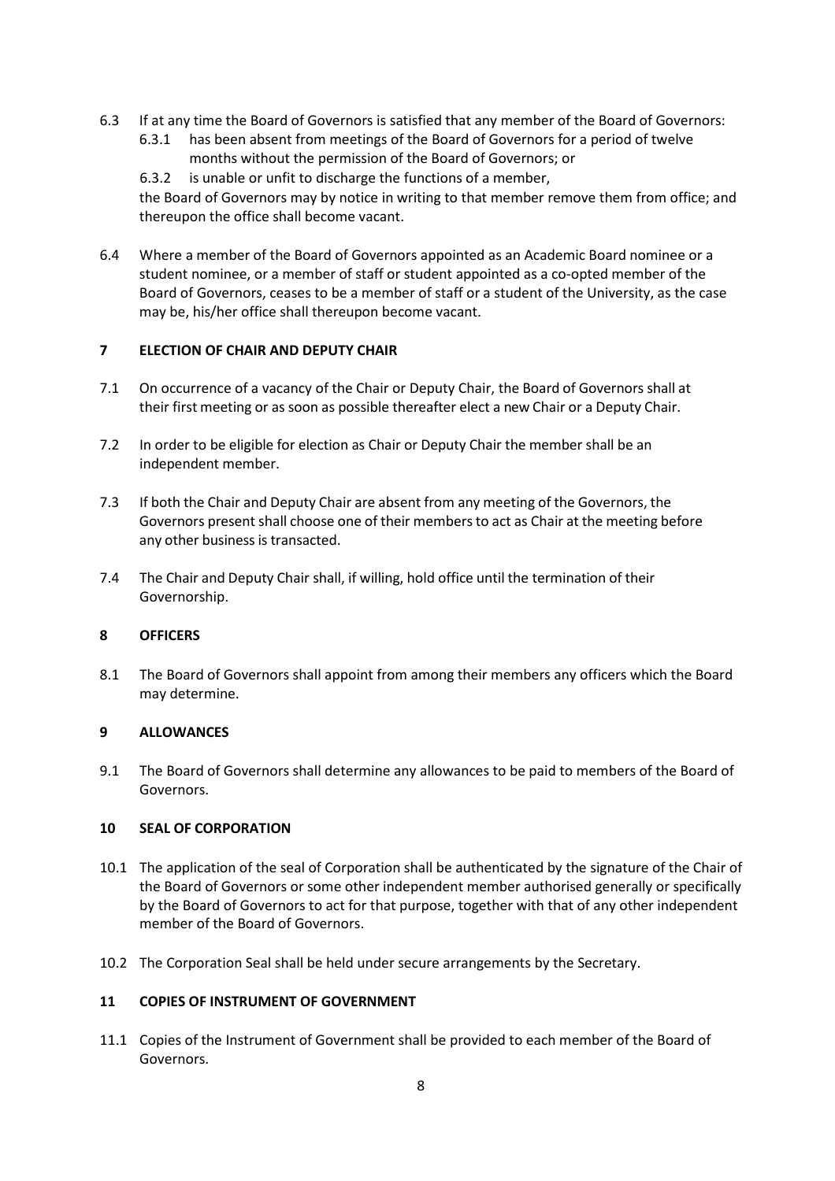6.3 If at any time the Board of Governors is satisfied that any member of the Board of Governors:

   6.3.1 has been absent from meetings of the Board of Governors for a period of twelve months without the permission of the Board of Governors; or

   6.3.2 is unable or unfit to discharge the functions of a member,

   the Board of Governors may by notice in writing to that member remove them from office; and thereupon the office shall become vacant.

6.4 Where a member of the Board of Governors appointed as an Academic Board nominee or a student nominee, or a member of staff or student appointed as a co-opted member of the Board of Governors, ceases to be a member of staff or a student of the University, as the case may be, his/her office shall thereupon become vacant.

## 7 ELECTION OF CHAIR AND DEPUTY CHAIR

7.1 On occurrence of a vacancy of the Chair or Deputy Chair, the Board of Governors shall at their first meeting or as soon as possible thereafter elect a new Chair or a Deputy Chair.

7.2 In order to be eligible for election as Chair or Deputy Chair the member shall be an independent member.

7.3 If both the Chair and Deputy Chair are absent from any meeting of the Governors, the Governors present shall choose one of their members to act as Chair at the meeting before any other business is transacted.

7.4 The Chair and Deputy Chair shall, if willing, hold office until the termination of their Governorship.

## 8 OFFICERS

8.1 The Board of Governors shall appoint from among their members any officers which the Board may determine.

## 9 ALLOWANCES

9.1 The Board of Governors shall determine any allowances to be paid to members of the Board of Governors.

## 10 SEAL OF CORPORATION

10.1 The application of the seal of Corporation shall be authenticated by the signature of the Chair of the Board of Governors or some other independent member authorised generally or specifically by the Board of Governors to act for that purpose, together with that of any other independent member of the Board of Governors.

10.2 The Corporation Seal shall be held under secure arrangements by the Secretary.

## 11 COPIES OF INSTRUMENT OF GOVERNMENT

11.1 Copies of the Instrument of Government shall be provided to each member of the Board of Governors.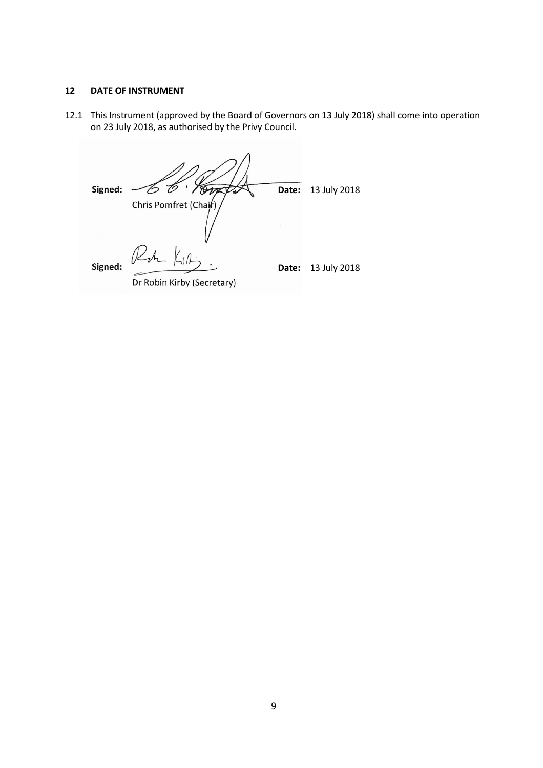## 12 DATE OF INSTRUMENT

12.1 This Instrument (approved by the Board of Governors on 13 July 2018) shall come into operation on 23 July 2018, as authorised by the Privy Council.

**Signed:** Chris Pomfret (Chair) **Date:** 13 July 2018

**Signed:** Dr Robin Kirby (Secretary) **Date:** 13 July 2018